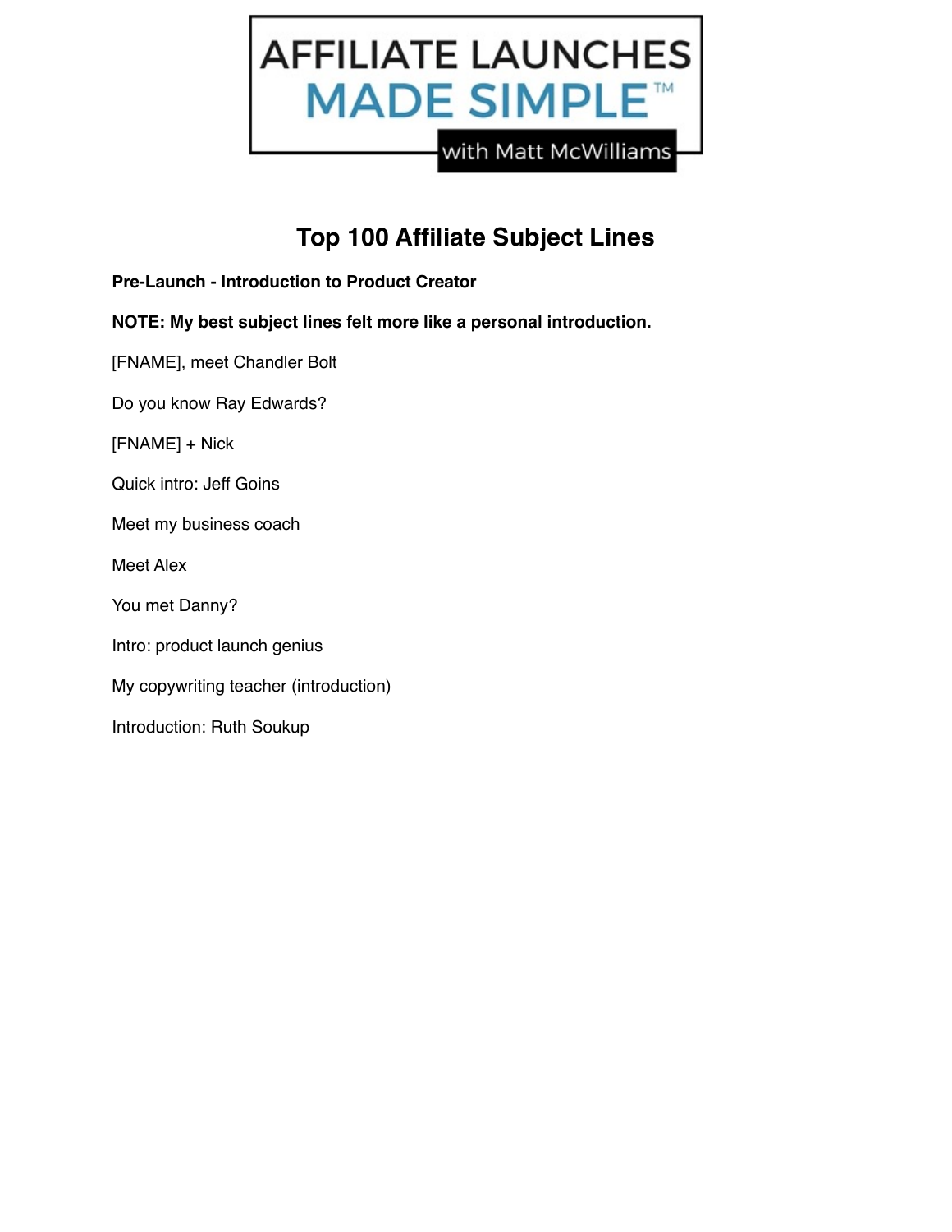AFFILIATE LAUNCHES
MADE SIMPLE™
with Matt McWilliams

# Top 100 Affiliate Subject Lines

**Pre-Launch - Introduction to Product Creator**

**NOTE: My best subject lines felt more like a personal introduction.**

[FNAME], meet Chandler Bolt

Do you know Ray Edwards?

[FNAME] + Nick

Quick intro: Jeff Goins

Meet my business coach

Meet Alex

You met Danny?

Intro: product launch genius

My copywriting teacher (introduction)

Introduction: Ruth Soukup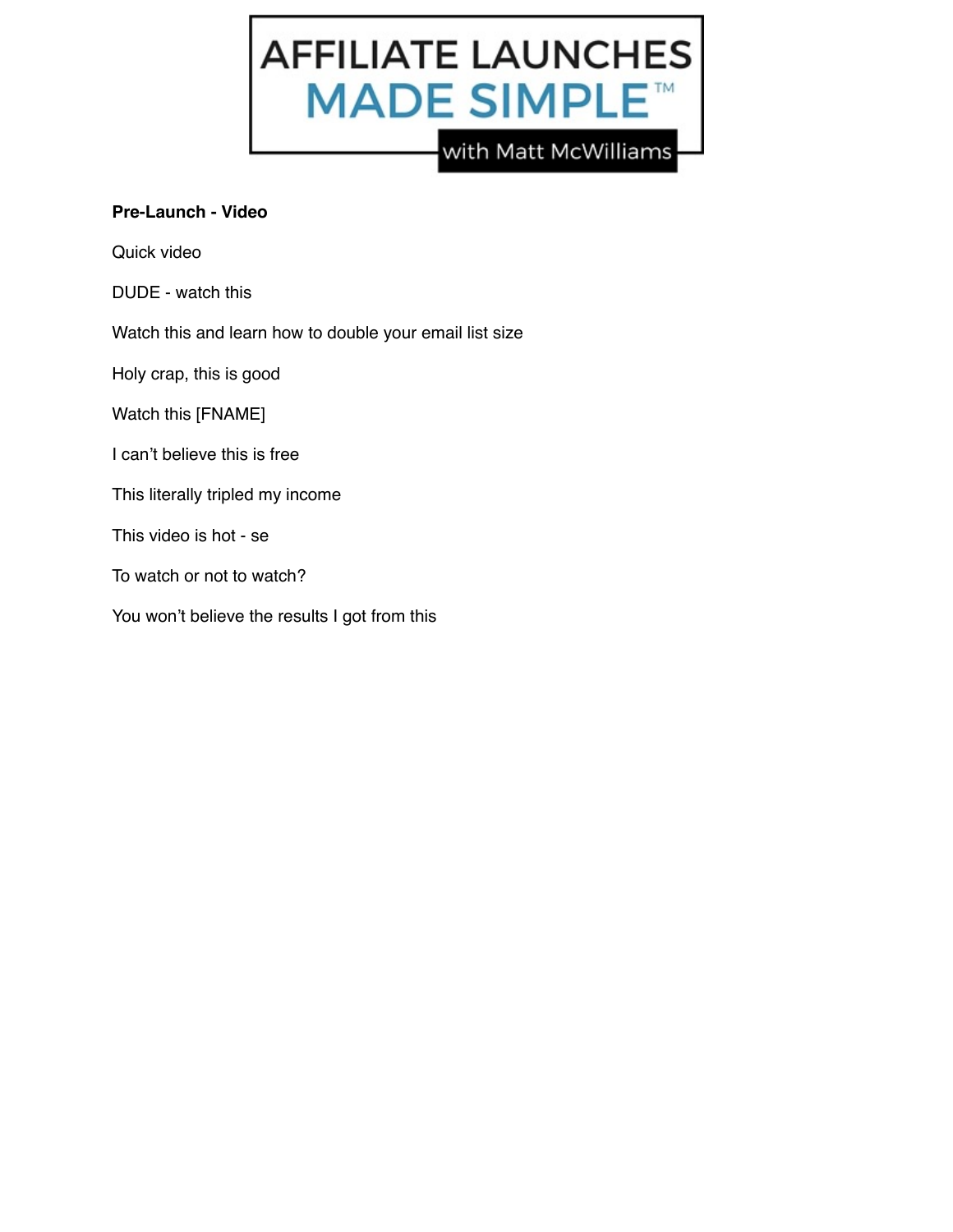**Pre-Launch - Video**

Quick video

DUDE - watch this

Watch this and learn how to double your email list size

Holy crap, this is good

Watch this [FNAME]

I can't believe this is free

This literally tripled my income

This video is hot - se

To watch or not to watch?

You won't believe the results I got from this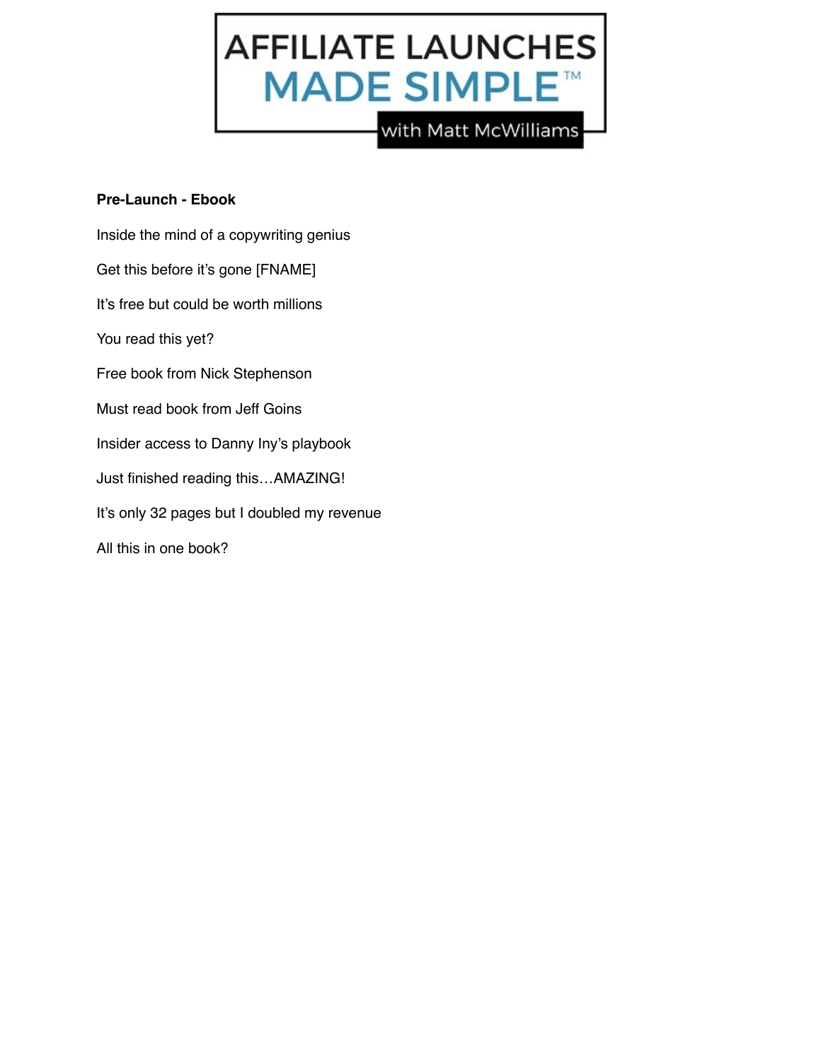**Pre-Launch - Ebook**

Inside the mind of a copywriting genius

Get this before it's gone [FNAME]

It's free but could be worth millions

You read this yet?

Free book from Nick Stephenson

Must read book from Jeff Goins

Insider access to Danny Iny's playbook

Just finished reading this…AMAZING!

It's only 32 pages but I doubled my revenue

All this in one book?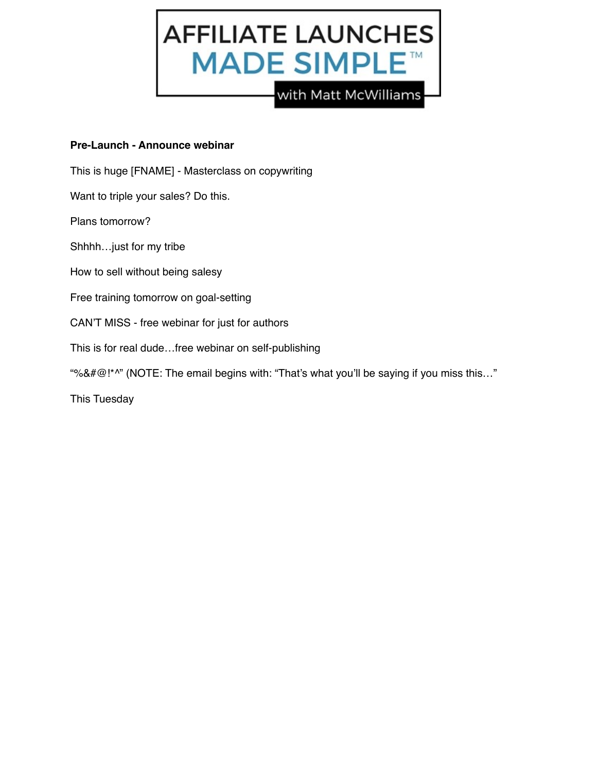**Pre-Launch - Announce webinar**

This is huge [FNAME] - Masterclass on copywriting

Want to triple your sales? Do this.

Plans tomorrow?

Shhhh…just for my tribe

How to sell without being salesy

Free training tomorrow on goal-setting

CAN'T MISS - free webinar for just for authors

This is for real dude…free webinar on self-publishing

"%&#@!*^" (NOTE: The email begins with: "That's what you'll be saying if you miss this…"

This Tuesday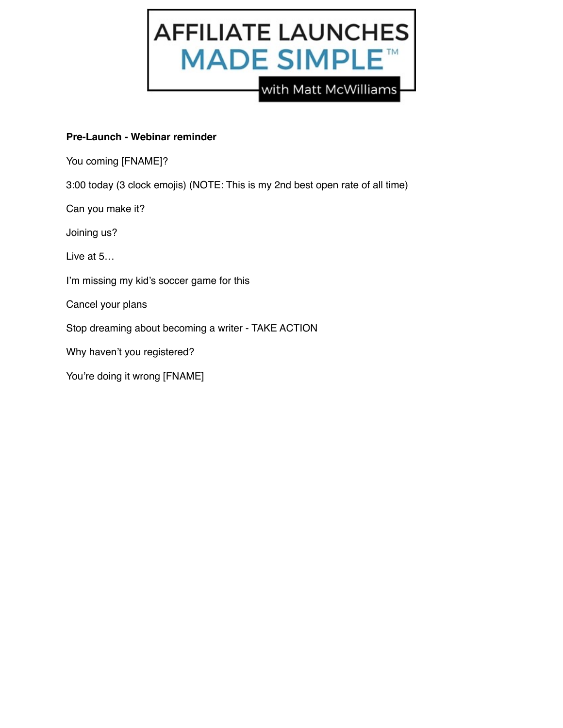**Pre-Launch - Webinar reminder**

You coming [FNAME]?

3:00 today (3 clock emojis) (NOTE: This is my 2nd best open rate of all time)

Can you make it?

Joining us?

Live at 5…

I'm missing my kid's soccer game for this

Cancel your plans

Stop dreaming about becoming a writer - TAKE ACTION

Why haven't you registered?

You're doing it wrong [FNAME]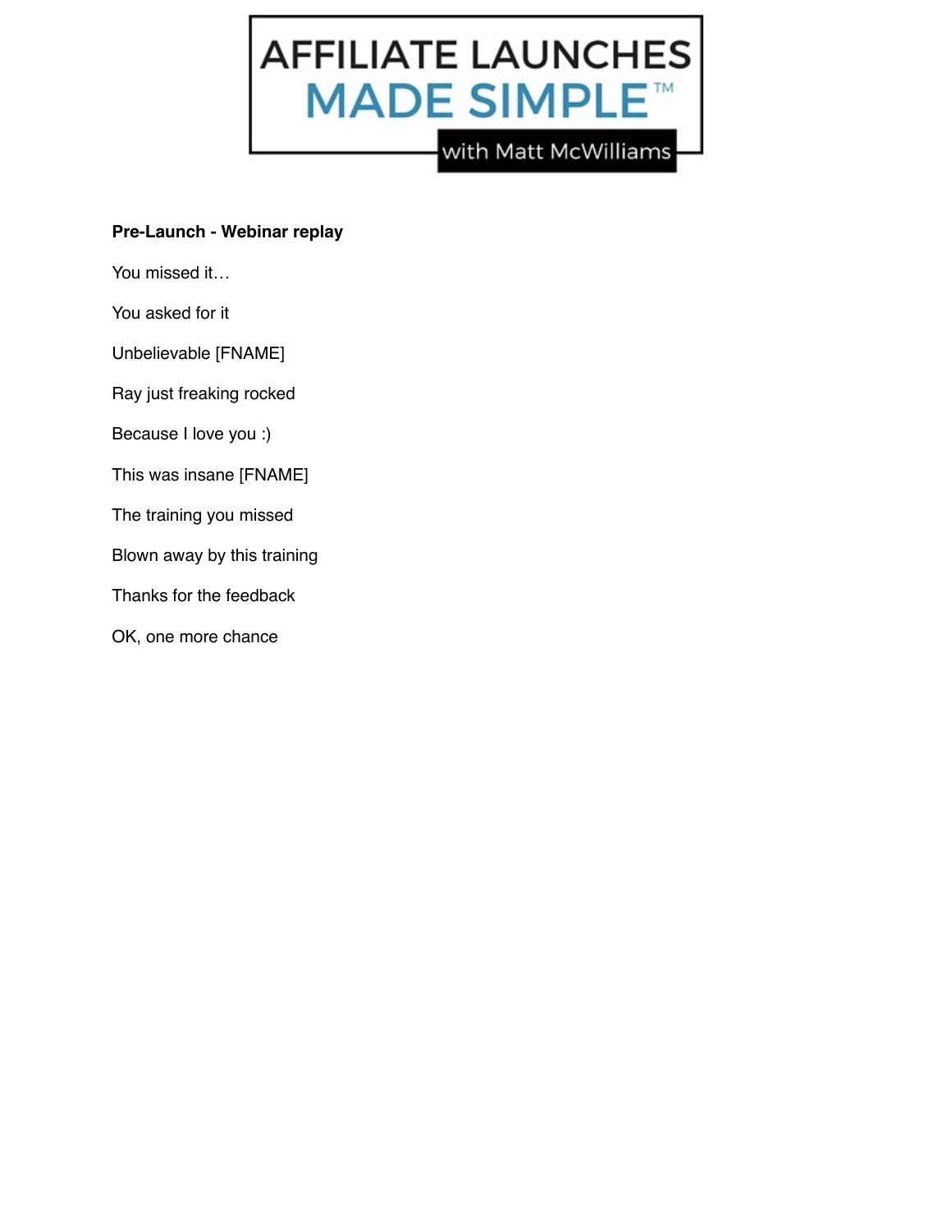**Pre-Launch - Webinar replay**

You missed it…

You asked for it

Unbelievable [FNAME]

Ray just freaking rocked

Because I love you :)

This was insane [FNAME]

The training you missed

Blown away by this training

Thanks for the feedback

OK, one more chance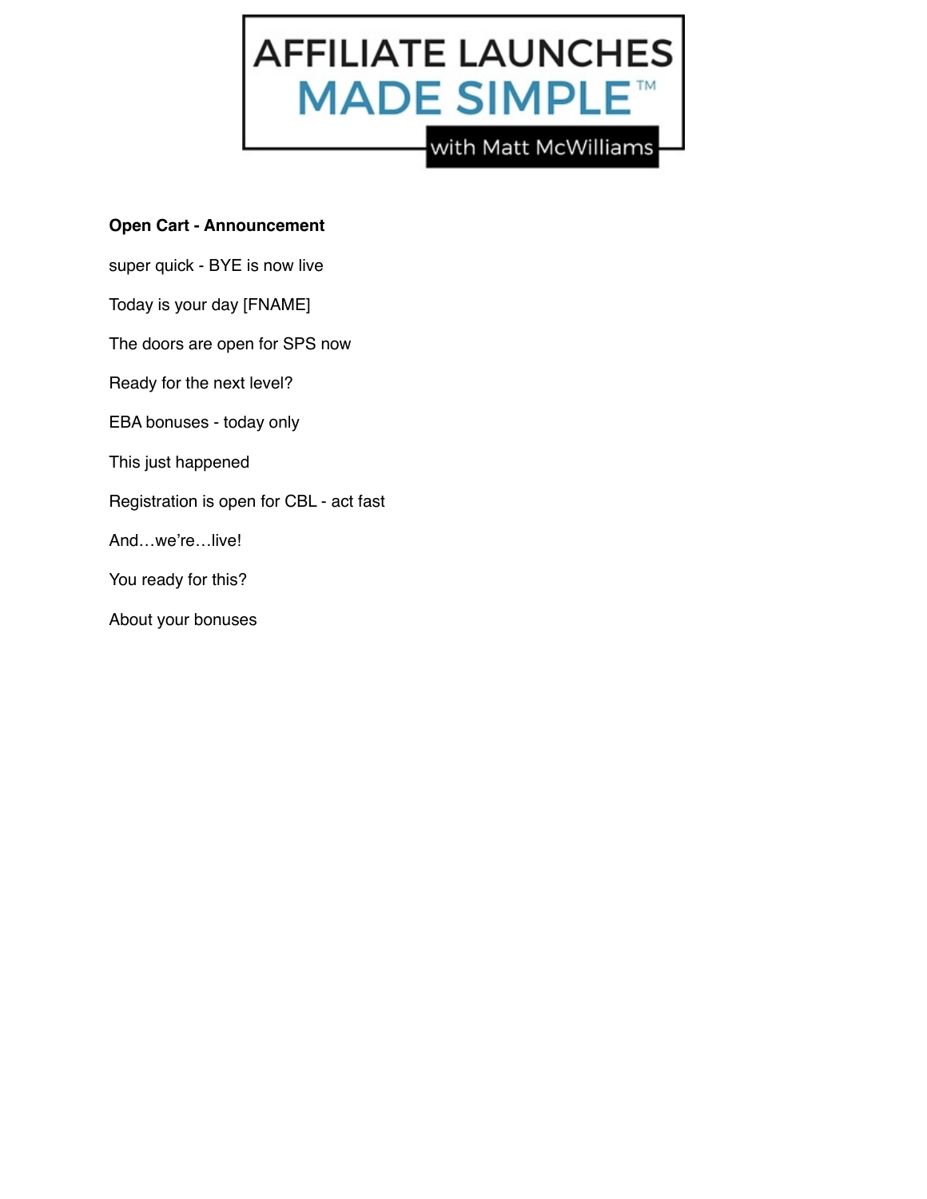**Open Cart - Announcement**

super quick - BYE is now live

Today is your day [FNAME]

The doors are open for SPS now

Ready for the next level?

EBA bonuses - today only

This just happened

Registration is open for CBL - act fast

And…we're…live!

You ready for this?

About your bonuses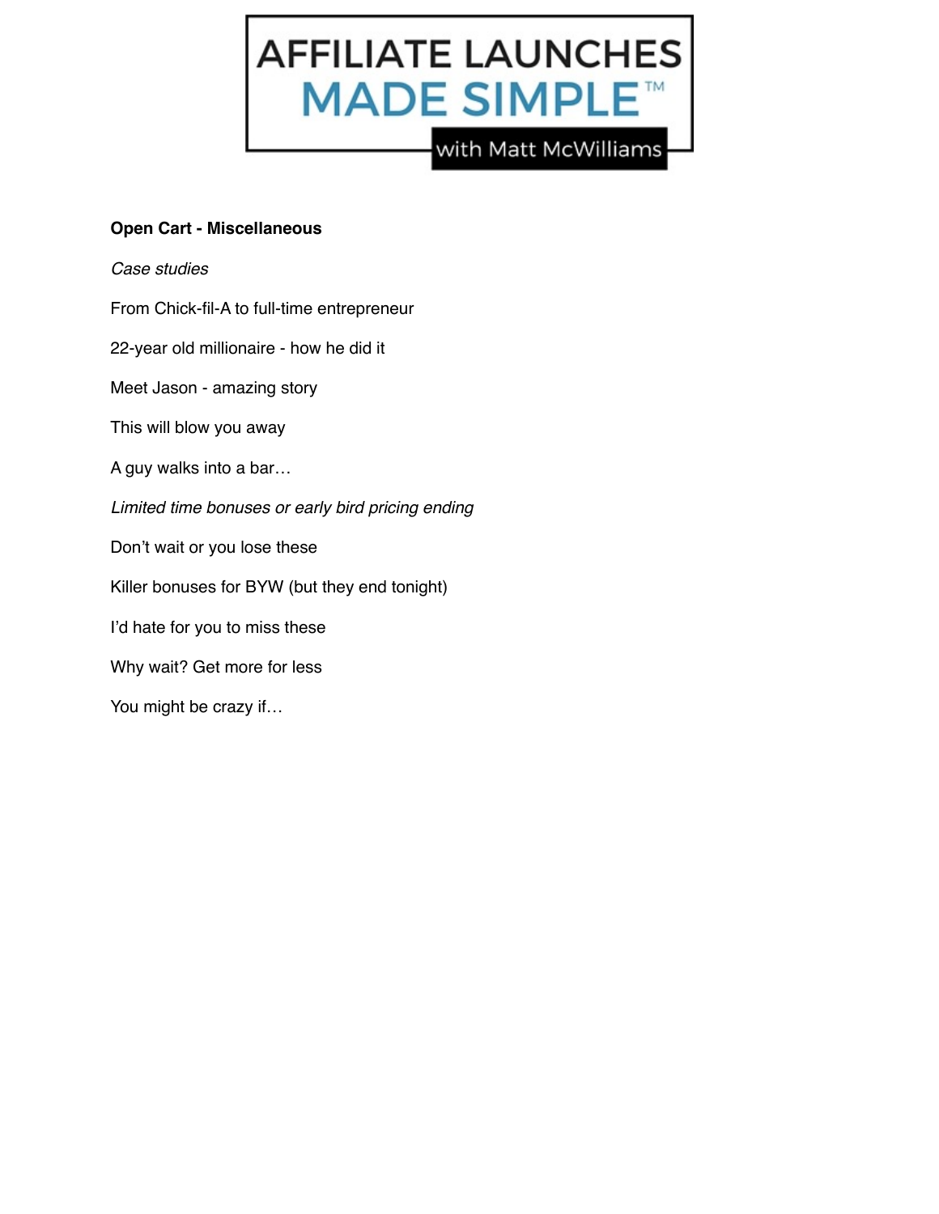**Open Cart - Miscellaneous**

*Case studies*

From Chick-fil-A to full-time entrepreneur

22-year old millionaire - how he did it

Meet Jason - amazing story

This will blow you away

A guy walks into a bar…

*Limited time bonuses or early bird pricing ending*

Don't wait or you lose these

Killer bonuses for BYW (but they end tonight)

I'd hate for you to miss these

Why wait? Get more for less

You might be crazy if…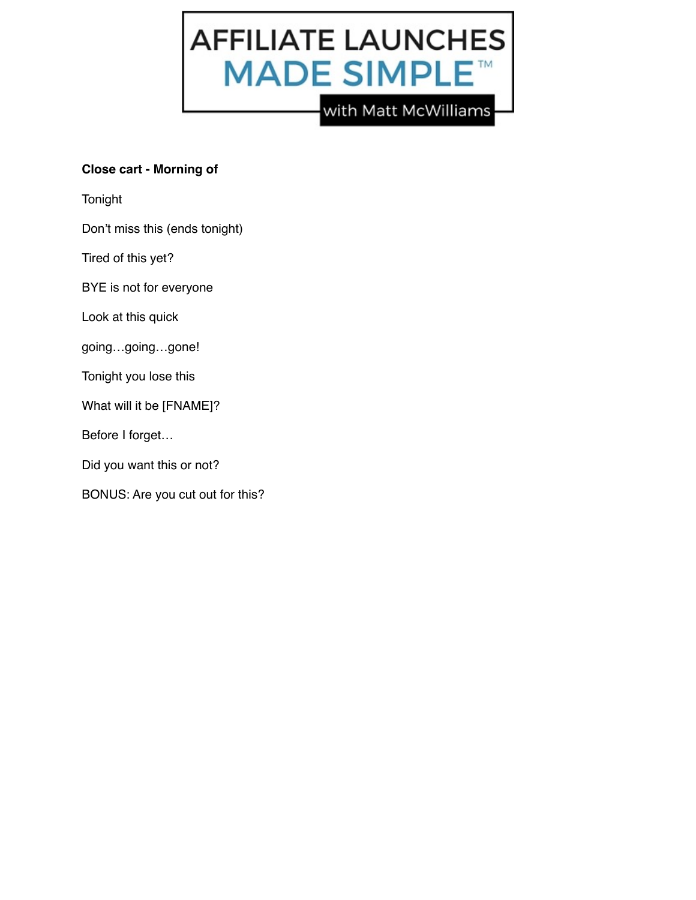**Close cart - Morning of**

Tonight

Don't miss this (ends tonight)

Tired of this yet?

BYE is not for everyone

Look at this quick

going…going…gone!

Tonight you lose this

What will it be [FNAME]?

Before I forget…

Did you want this or not?

BONUS: Are you cut out for this?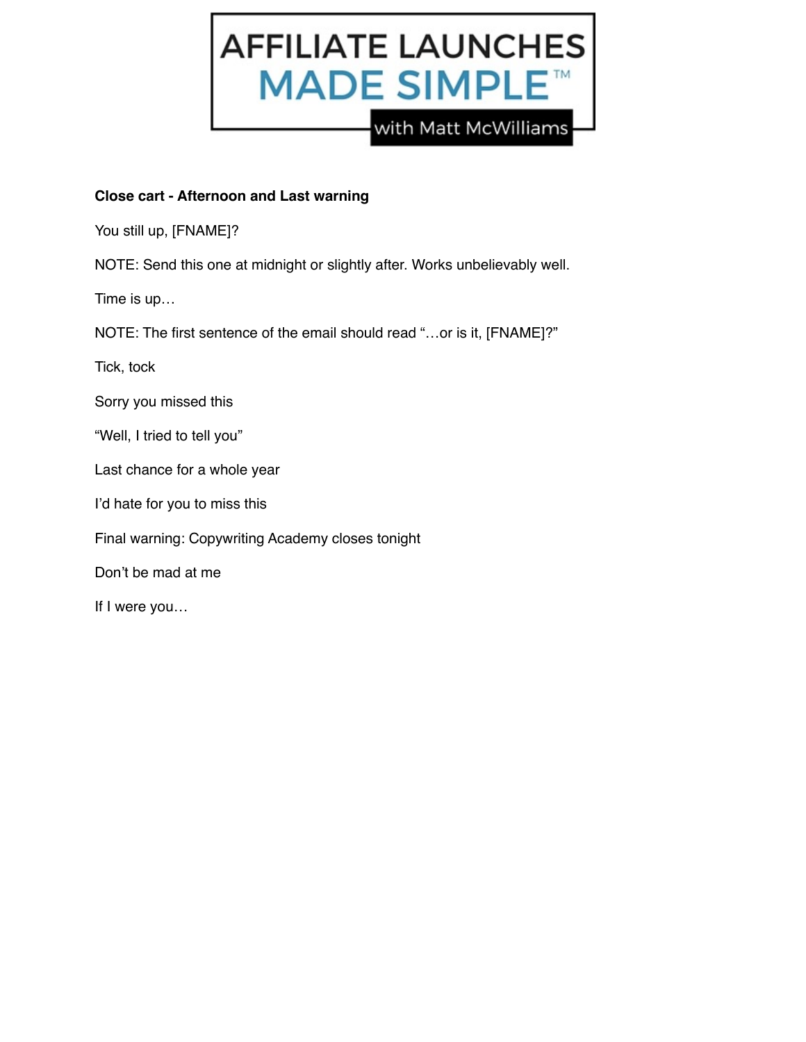**Close cart - Afternoon and Last warning**

You still up, [FNAME]?

NOTE: Send this one at midnight or slightly after. Works unbelievably well.

Time is up…

NOTE: The first sentence of the email should read "…or is it, [FNAME]?"

Tick, tock

Sorry you missed this

"Well, I tried to tell you"

Last chance for a whole year

I'd hate for you to miss this

Final warning: Copywriting Academy closes tonight

Don't be mad at me

If I were you…